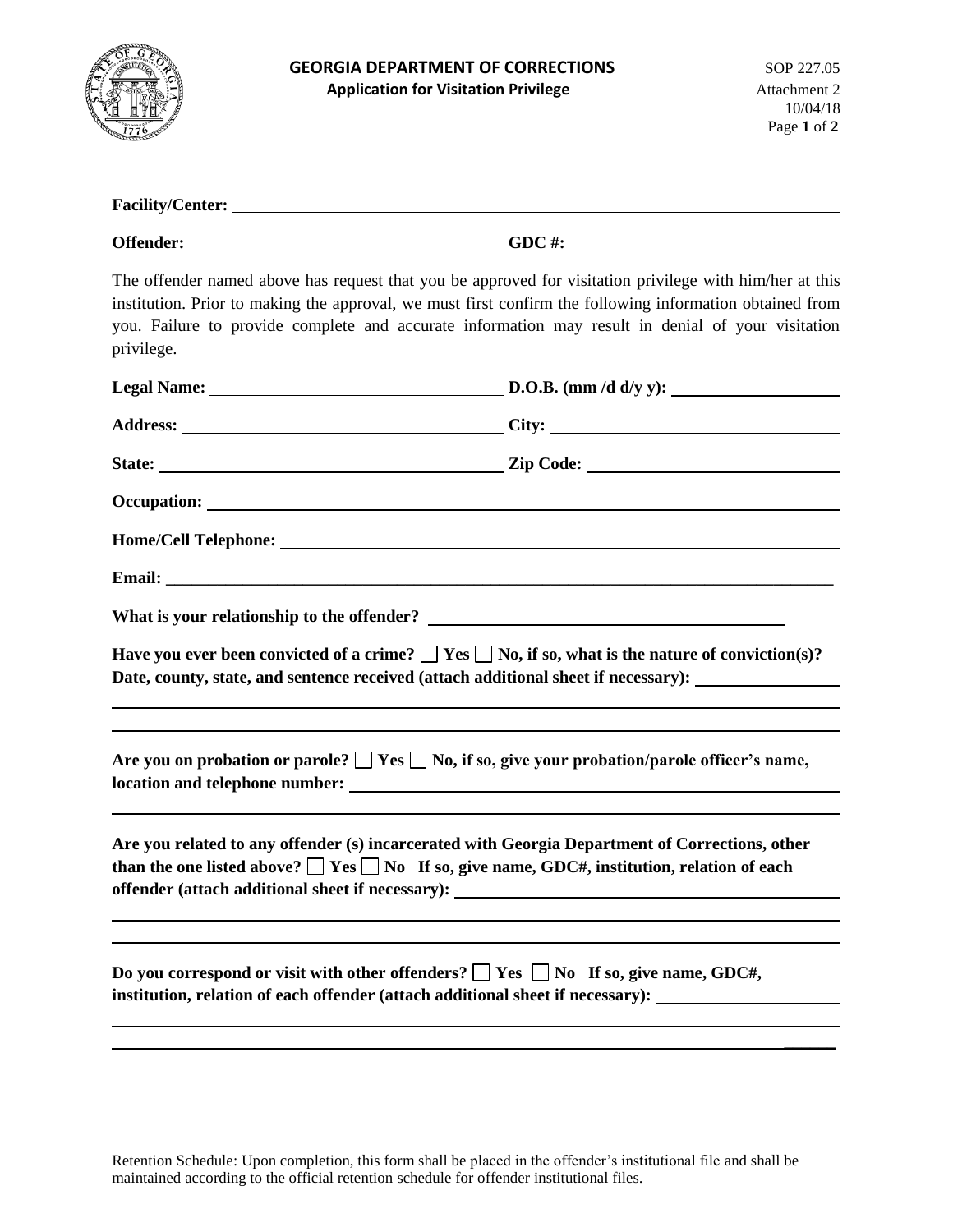# GEORGIA DEPARTMENT OF CORRECTIONS

**Application for Visitation Privilege**

SOP 227.05
Attachment 2
10/04/18

**Facility/Center:** ______________________________________________

**Offender:** ______________________________ **GDC #:** ______________

The offender named above has request that you be approved for visitation privilege with him/her at this institution. Prior to making the approval, we must first confirm the following information obtained from you. Failure to provide complete and accurate information may result in denial of your visitation privilege.

**Legal Name:** ______________________________ **D.O.B. (mm /d d/y y):** ______________

**Address:** ______________________________ **City:** ______________________________

**State:** ______________________________ **Zip Code:** ______________________________

**Occupation:** ______________________________________________

**Home/Cell Telephone:** ______________________________________________

**Email:** ______________________________________________

**What is your relationship to the offender?** ______________________________

**Have you ever been convicted of a crime?** ☐ **Yes** ☐ **No, if so, what is the nature of conviction(s)? Date, county, state, and sentence received (attach additional sheet if necessary):** ______________

______________________________________________

______________________________________________

**Are you on probation or parole?** ☐ **Yes** ☐ **No, if so, give your probation/parole officer's name, location and telephone number:** ______________________________

______________________________________________

**Are you related to any offender (s) incarcerated with Georgia Department of Corrections, other than the one listed above?** ☐ **Yes** ☐ **No If so, give name, GDC#, institution, relation of each offender (attach additional sheet if necessary):** ______________________________

______________________________________________

______________________________________________

**Do you correspond or visit with other offenders?** ☐ **Yes** ☐ **No If so, give name, GDC#, institution, relation of each offender (attach additional sheet if necessary):** ______________

______________________________________________

______________________________________________

Retention Schedule: Upon completion, this form shall be placed in the offender's institutional file and shall be maintained according to the official retention schedule for offender institutional files.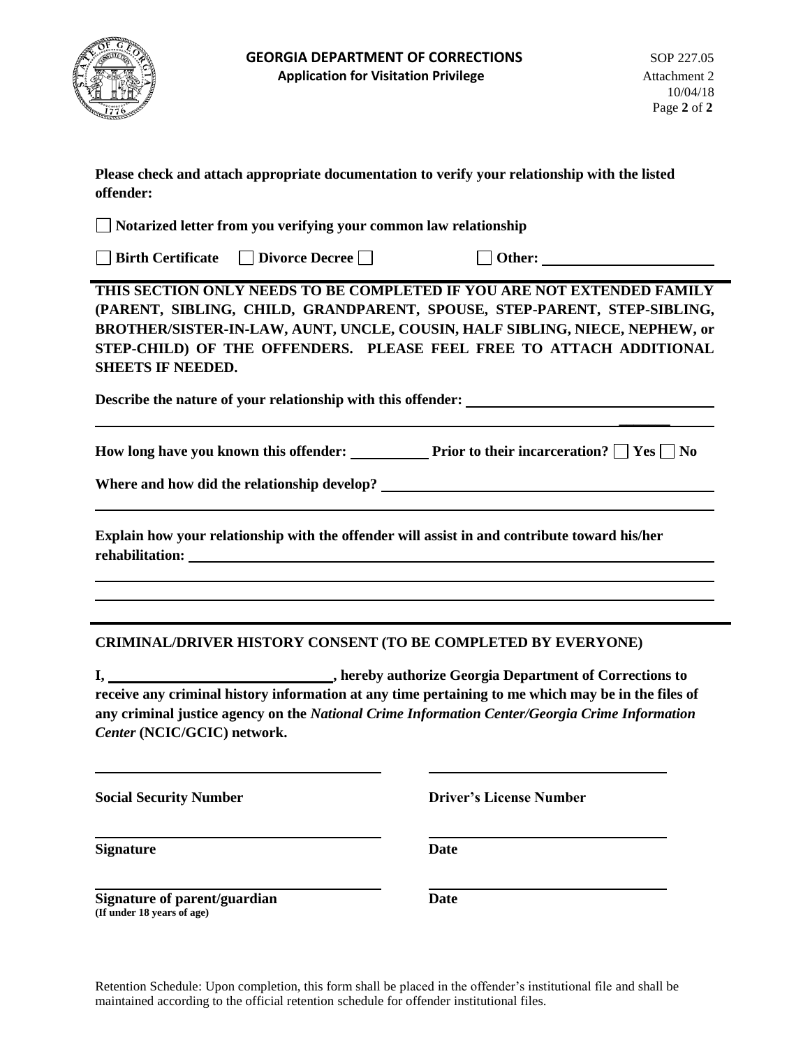**GEORGIA DEPARTMENT OF CORRECTIONS**

**Application for Visitation Privilege**

SOP 227.05
Attachment 2
10/04/18

**Please check and attach appropriate documentation to verify your relationship with the listed offender:**

☐ **Notarized letter from you verifying your common law relationship**

☐ **Birth Certificate** ☐ **Divorce Decree** ☐ ☐ **Other:** \_\_\_\_\_\_\_\_\_\_\_\_\_\_\_\_\_\_\_\_

**THIS SECTION ONLY NEEDS TO BE COMPLETED IF YOU ARE NOT EXTENDED FAMILY (PARENT, SIBLING, CHILD, GRANDPARENT, SPOUSE, STEP-PARENT, STEP-SIBLING, BROTHER/SISTER-IN-LAW, AUNT, UNCLE, COUSIN, HALF SIBLING, NIECE, NEPHEW, or STEP-CHILD) OF THE OFFENDERS. PLEASE FEEL FREE TO ATTACH ADDITIONAL SHEETS IF NEEDED.**

**Describe the nature of your relationship with this offender:** \_\_\_\_\_\_\_\_\_\_\_\_\_\_\_\_\_\_\_\_\_\_\_\_\_\_\_\_

\_\_\_\_\_\_\_\_\_\_\_\_\_\_\_\_\_\_\_\_\_\_\_\_\_\_\_\_\_\_\_\_\_\_\_\_\_\_\_\_\_\_\_\_\_\_\_\_\_\_\_\_\_\_\_\_\_\_\_\_

**How long have you known this offender:** \_\_\_\_\_\_\_\_\_\_ **Prior to their incarceration?** ☐ **Yes** ☐ **No**

**Where and how did the relationship develop?** \_\_\_\_\_\_\_\_\_\_\_\_\_\_\_\_\_\_\_\_\_\_\_\_\_\_\_\_\_\_\_\_\_\_\_\_

\_\_\_\_\_\_\_\_\_\_\_\_\_\_\_\_\_\_\_\_\_\_\_\_\_\_\_\_\_\_\_\_\_\_\_\_\_\_\_\_\_\_\_\_\_\_\_\_\_\_\_\_\_\_\_\_\_\_\_\_

**Explain how your relationship with the offender will assist in and contribute toward his/her rehabilitation:** \_\_\_\_\_\_\_\_\_\_\_\_\_\_\_\_\_\_\_\_\_\_\_\_\_\_\_\_\_\_\_\_\_\_\_\_\_\_\_\_\_\_\_\_\_\_\_\_\_\_\_\_

\_\_\_\_\_\_\_\_\_\_\_\_\_\_\_\_\_\_\_\_\_\_\_\_\_\_\_\_\_\_\_\_\_\_\_\_\_\_\_\_\_\_\_\_\_\_\_\_\_\_\_\_\_\_\_\_\_\_\_\_

\_\_\_\_\_\_\_\_\_\_\_\_\_\_\_\_\_\_\_\_\_\_\_\_\_\_\_\_\_\_\_\_\_\_\_\_\_\_\_\_\_\_\_\_\_\_\_\_\_\_\_\_\_\_\_\_\_\_\_\_

**CRIMINAL/DRIVER HISTORY CONSENT (TO BE COMPLETED BY EVERYONE)**

**I,** \_\_\_\_\_\_\_\_\_\_\_\_\_\_\_\_\_\_\_\_\_\_\_\_\_\_\_\_**, hereby authorize Georgia Department of Corrections to receive any criminal history information at any time pertaining to me which may be in the files of any criminal justice agency on the *National Crime Information Center/Georgia Crime Information Center* (NCIC/GCIC) network.**

\_\_\_\_\_\_\_\_\_\_\_\_\_\_\_\_\_\_\_\_\_\_\_\_\_\_\_\_ \_\_\_\_\_\_\_\_\_\_\_\_\_\_\_\_\_\_\_\_\_\_\_\_\_\_\_\_

**Social Security Number** **Driver's License Number**

\_\_\_\_\_\_\_\_\_\_\_\_\_\_\_\_\_\_\_\_\_\_\_\_\_\_\_\_ \_\_\_\_\_\_\_\_\_\_\_\_\_\_\_\_\_\_\_\_\_\_\_\_\_\_\_\_

**Signature** **Date**

\_\_\_\_\_\_\_\_\_\_\_\_\_\_\_\_\_\_\_\_\_\_\_\_\_\_\_\_ \_\_\_\_\_\_\_\_\_\_\_\_\_\_\_\_\_\_\_\_\_\_\_\_\_\_\_\_

**Signature of parent/guardian** **Date**
**(If under 18 years of age)**

Retention Schedule: Upon completion, this form shall be placed in the offender's institutional file and shall be maintained according to the official retention schedule for offender institutional files.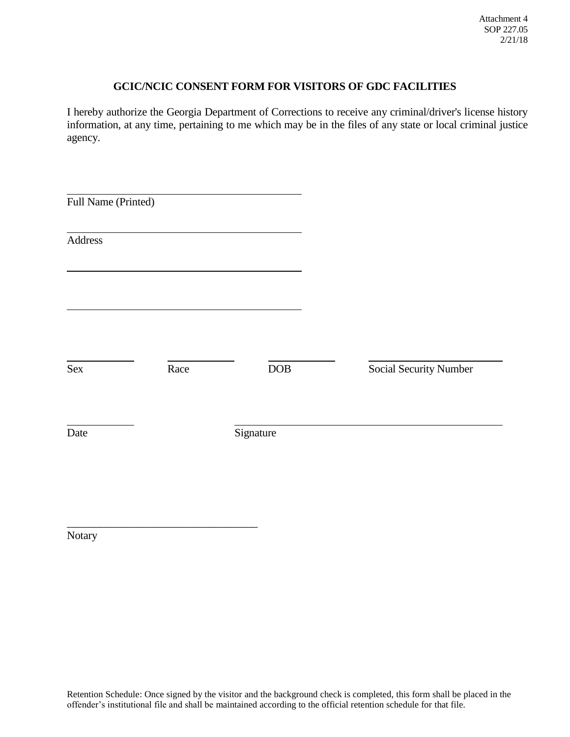Attachment 4
SOP 227.05
2/21/18

## GCIC/NCIC CONSENT FORM FOR VISITORS OF GDC FACILITIES

I hereby authorize the Georgia Department of Corrections to receive any criminal/driver's license history information, at any time, pertaining to me which may be in the files of any state or local criminal justice agency.

\_\_\_\_\_\_\_\_\_\_\_\_\_\_\_\_\_\_\_\_\_\_\_\_\_\_\_\_\_\_\_\_\_\_\_\_\_\_\_\_
Full Name (Printed)

\_\_\_\_\_\_\_\_\_\_\_\_\_\_\_\_\_\_\_\_\_\_\_\_\_\_\_\_\_\_\_\_\_\_\_\_\_\_\_\_
Address

\_\_\_\_\_\_\_\_\_\_\_\_\_\_\_\_\_\_\_\_\_\_\_\_\_\_\_\_\_\_\_\_\_\_\_\_\_\_\_\_

\_\_\_\_\_\_\_\_\_\_\_\_\_\_\_\_\_\_\_\_\_\_\_\_\_\_\_\_\_\_\_\_\_\_\_\_\_\_\_\_

| Sex | Race | DOB | Social Security Number |
| --- | --- | --- | --- |
| | | | |

| Date | Signature |
| --- | --- |
| | |

\_\_\_\_\_\_\_\_\_\_\_\_\_\_\_\_\_\_\_\_\_\_\_\_\_\_\_\_\_\_\_\_\_\_\_
Notary

Retention Schedule: Once signed by the visitor and the background check is completed, this form shall be placed in the offender's institutional file and shall be maintained according to the official retention schedule for that file.